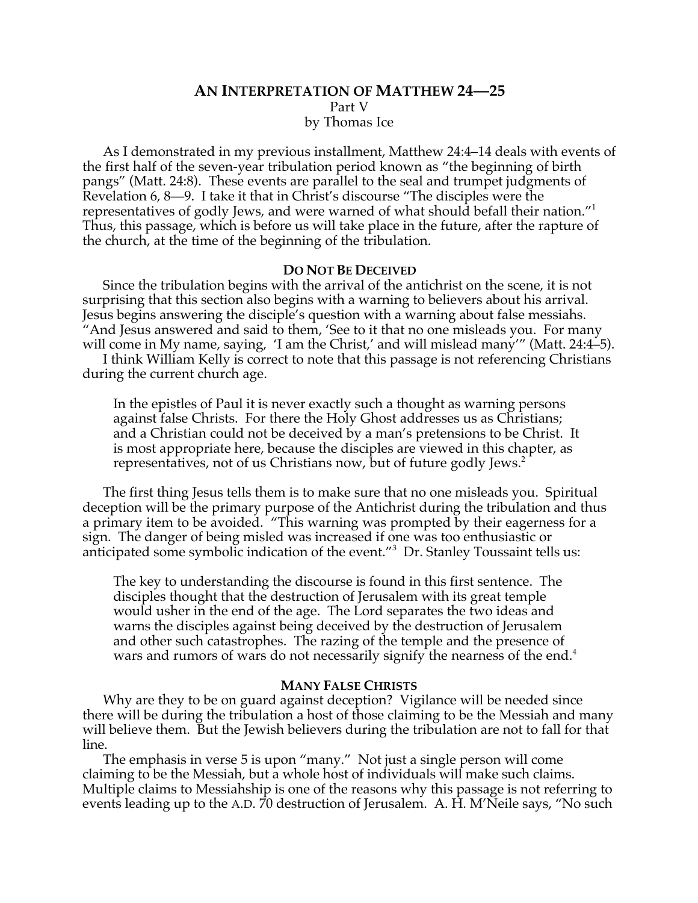# AN INTERPRETATION OF MATTHEW 24—25

Part V

by Thomas Ice

As I demonstrated in my previous installment, Matthew 24:4–14 deals with events of the first half of the seven-year tribulation period known as "the beginning of birth pangs" (Matt. 24:8). These events are parallel to the seal and trumpet judgments of Revelation 6, 8—9. I take it that in Christ's discourse "The disciples were the representatives of godly Jews, and were warned of what should befall their nation."[1] Thus, this passage, which is before us will take place in the future, after the rapture of the church, at the time of the beginning of the tribulation.

## DO NOT BE DECEIVED

Since the tribulation begins with the arrival of the antichrist on the scene, it is not surprising that this section also begins with a warning to believers about his arrival. Jesus begins answering the disciple's question with a warning about false messiahs. "And Jesus answered and said to them, 'See to it that no one misleads you. For many will come in My name, saying, 'I am the Christ,' and will mislead many'" (Matt. 24:4–5).

I think William Kelly is correct to note that this passage is not referencing Christians during the current church age.

> In the epistles of Paul it is never exactly such a thought as warning persons against false Christs. For there the Holy Ghost addresses us as Christians; and a Christian could not be deceived by a man's pretensions to be Christ. It is most appropriate here, because the disciples are viewed in this chapter, as representatives, not of us Christians now, but of future godly Jews.[2]

The first thing Jesus tells them is to make sure that no one misleads you. Spiritual deception will be the primary purpose of the Antichrist during the tribulation and thus a primary item to be avoided. "This warning was prompted by their eagerness for a sign. The danger of being misled was increased if one was too enthusiastic or anticipated some symbolic indication of the event."[3] Dr. Stanley Toussaint tells us:

> The key to understanding the discourse is found in this first sentence. The disciples thought that the destruction of Jerusalem with its great temple would usher in the end of the age. The Lord separates the two ideas and warns the disciples against being deceived by the destruction of Jerusalem and other such catastrophes. The razing of the temple and the presence of wars and rumors of wars do not necessarily signify the nearness of the end.[4]

## MANY FALSE CHRISTS

Why are they to be on guard against deception? Vigilance will be needed since there will be during the tribulation a host of those claiming to be the Messiah and many will believe them. But the Jewish believers during the tribulation are not to fall for that line.

The emphasis in verse 5 is upon "many." Not just a single person will come claiming to be the Messiah, but a whole host of individuals will make such claims. Multiple claims to Messiahship is one of the reasons why this passage is not referring to events leading up to the A.D. 70 destruction of Jerusalem. A. H. M'Neile says, "No such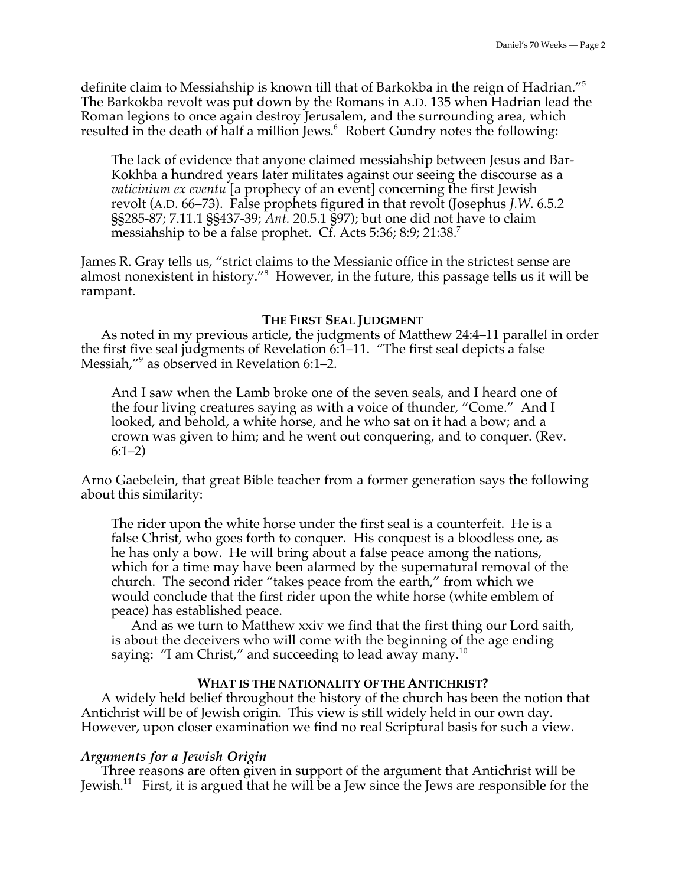definite claim to Messiahship is known till that of Barkokba in the reign of Hadrian."[5] The Barkokba revolt was put down by the Romans in A.D. 135 when Hadrian lead the Roman legions to once again destroy Jerusalem, and the surrounding area, which resulted in the death of half a million Jews.[6] Robert Gundry notes the following:

> The lack of evidence that anyone claimed messiahship between Jesus and Bar-Kokhba a hundred years later militates against our seeing the discourse as a *vaticinium ex eventu* [a prophecy of an event] concerning the first Jewish revolt (A.D. 66–73). False prophets figured in that revolt (Josephus *J.W.* 6.5.2 §§285-87; 7.11.1 §§437-39; *Ant.* 20.5.1 §97); but one did not have to claim messiahship to be a false prophet. Cf. Acts 5:36; 8:9; 21:38.[7]

James R. Gray tells us, "strict claims to the Messianic office in the strictest sense are almost nonexistent in history."[8] However, in the future, this passage tells us it will be rampant.

**THE FIRST SEAL JUDGMENT**

As noted in my previous article, the judgments of Matthew 24:4–11 parallel in order the first five seal judgments of Revelation 6:1–11. "The first seal depicts a false Messiah,"[9] as observed in Revelation 6:1–2.

> And I saw when the Lamb broke one of the seven seals, and I heard one of the four living creatures saying as with a voice of thunder, "Come." And I looked, and behold, a white horse, and he who sat on it had a bow; and a crown was given to him; and he went out conquering, and to conquer. (Rev. 6:1–2)

Arno Gaebelein, that great Bible teacher from a former generation says the following about this similarity:

> The rider upon the white horse under the first seal is a counterfeit. He is a false Christ, who goes forth to conquer. His conquest is a bloodless one, as he has only a bow. He will bring about a false peace among the nations, which for a time may have been alarmed by the supernatural removal of the church. The second rider "takes peace from the earth," from which we would conclude that the first rider upon the white horse (white emblem of peace) has established peace.
>
> And as we turn to Matthew xxiv we find that the first thing our Lord saith, is about the deceivers who will come with the beginning of the age ending saying: "I am Christ," and succeeding to lead away many.[10]

**WHAT IS THE NATIONALITY OF THE ANTICHRIST?**

A widely held belief throughout the history of the church has been the notion that Antichrist will be of Jewish origin. This view is still widely held in our own day. However, upon closer examination we find no real Scriptural basis for such a view.

***Arguments for a Jewish Origin***

Three reasons are often given in support of the argument that Antichrist will be Jewish.[11] First, it is argued that he will be a Jew since the Jews are responsible for the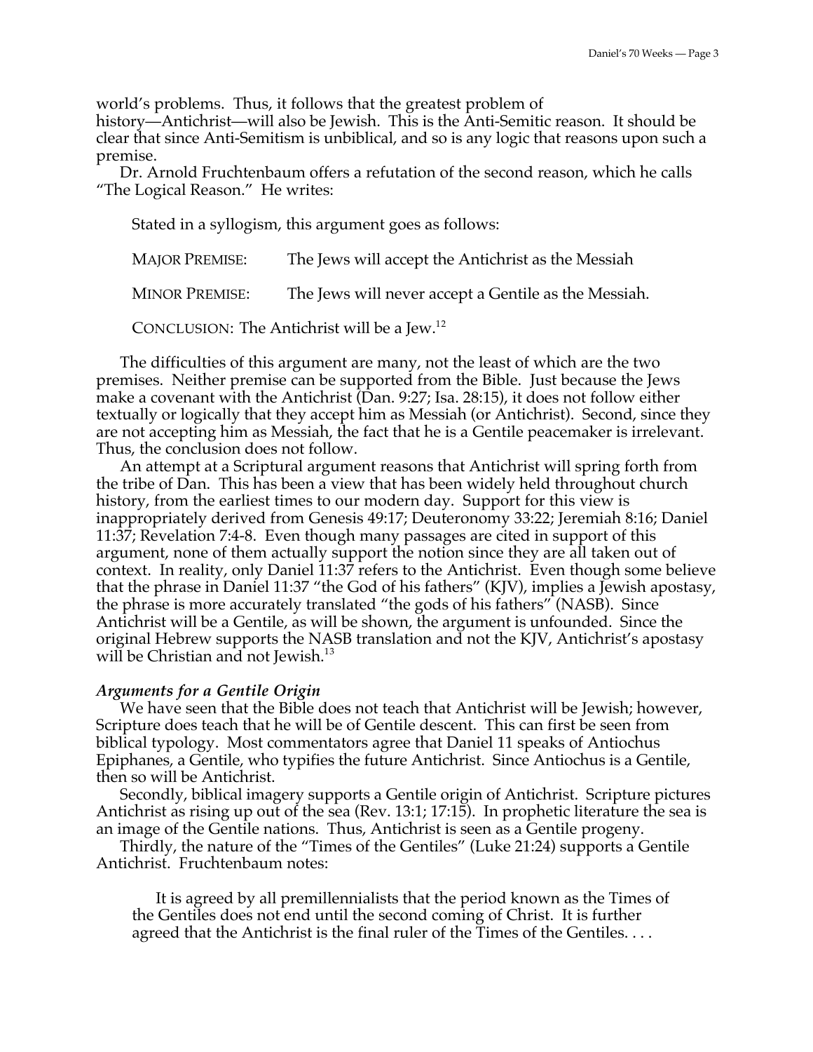world's problems. Thus, it follows that the greatest problem of history—Antichrist—will also be Jewish. This is the Anti-Semitic reason. It should be clear that since Anti-Semitism is unbiblical, and so is any logic that reasons upon such a premise.

Dr. Arnold Fruchtenbaum offers a refutation of the second reason, which he calls "The Logical Reason." He writes:

> Stated in a syllogism, this argument goes as follows:
>
> MAJOR PREMISE: The Jews will accept the Antichrist as the Messiah
>
> MINOR PREMISE: The Jews will never accept a Gentile as the Messiah.
>
> CONCLUSION: The Antichrist will be a Jew.[12]

The difficulties of this argument are many, not the least of which are the two premises. Neither premise can be supported from the Bible. Just because the Jews make a covenant with the Antichrist (Dan. 9:27; Isa. 28:15), it does not follow either textually or logically that they accept him as Messiah (or Antichrist). Second, since they are not accepting him as Messiah, the fact that he is a Gentile peacemaker is irrelevant. Thus, the conclusion does not follow.

An attempt at a Scriptural argument reasons that Antichrist will spring forth from the tribe of Dan. This has been a view that has been widely held throughout church history, from the earliest times to our modern day. Support for this view is inappropriately derived from Genesis 49:17; Deuteronomy 33:22; Jeremiah 8:16; Daniel 11:37; Revelation 7:4-8. Even though many passages are cited in support of this argument, none of them actually support the notion since they are all taken out of context. In reality, only Daniel 11:37 refers to the Antichrist. Even though some believe that the phrase in Daniel 11:37 "the God of his fathers" (KJV), implies a Jewish apostasy, the phrase is more accurately translated "the gods of his fathers" (NASB). Since Antichrist will be a Gentile, as will be shown, the argument is unfounded. Since the original Hebrew supports the NASB translation and not the KJV, Antichrist's apostasy will be Christian and not Jewish.[13]

### *Arguments for a Gentile Origin*

We have seen that the Bible does not teach that Antichrist will be Jewish; however, Scripture does teach that he will be of Gentile descent. This can first be seen from biblical typology. Most commentators agree that Daniel 11 speaks of Antiochus Epiphanes, a Gentile, who typifies the future Antichrist. Since Antiochus is a Gentile, then so will be Antichrist.

Secondly, biblical imagery supports a Gentile origin of Antichrist. Scripture pictures Antichrist as rising up out of the sea (Rev. 13:1; 17:15). In prophetic literature the sea is an image of the Gentile nations. Thus, Antichrist is seen as a Gentile progeny.

Thirdly, the nature of the "Times of the Gentiles" (Luke 21:24) supports a Gentile Antichrist. Fruchtenbaum notes:

> It is agreed by all premillennialists that the period known as the Times of the Gentiles does not end until the second coming of Christ. It is further agreed that the Antichrist is the final ruler of the Times of the Gentiles. . . .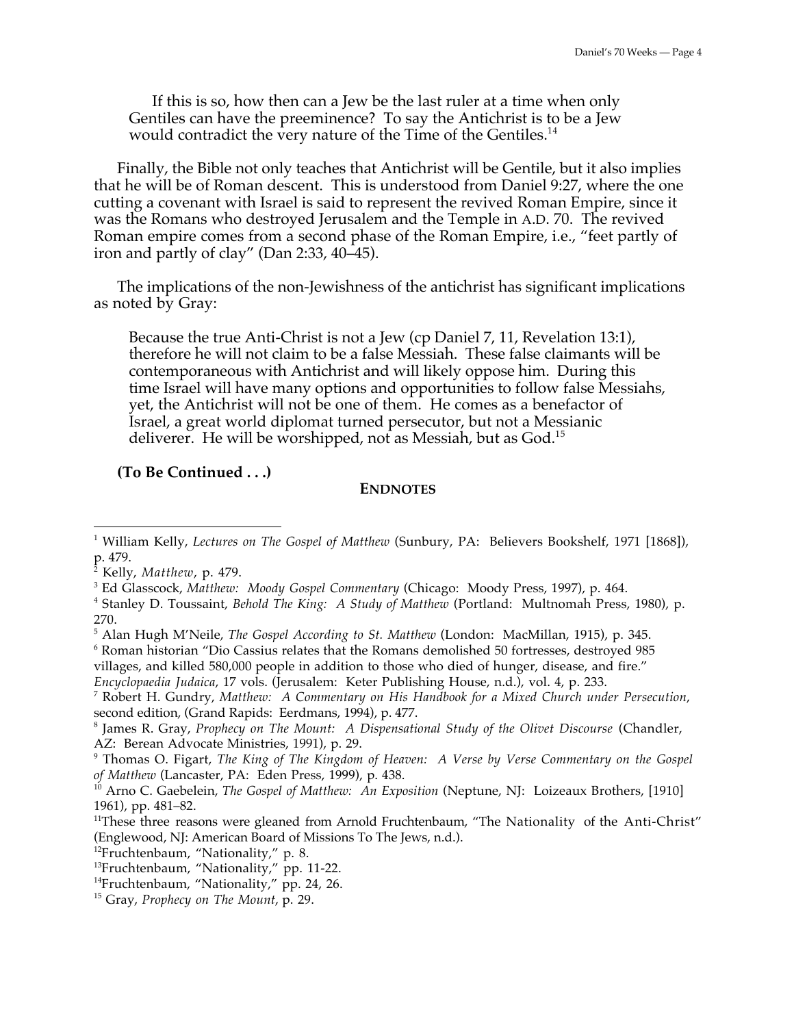> If this is so, how then can a Jew be the last ruler at a time when only Gentiles can have the preeminence? To say the Antichrist is to be a Jew would contradict the very nature of the Time of the Gentiles.[14]

Finally, the Bible not only teaches that Antichrist will be Gentile, but it also implies that he will be of Roman descent. This is understood from Daniel 9:27, where the one cutting a covenant with Israel is said to represent the revived Roman Empire, since it was the Romans who destroyed Jerusalem and the Temple in A.D. 70. The revived Roman empire comes from a second phase of the Roman Empire, i.e., "feet partly of iron and partly of clay" (Dan 2:33, 40–45).

The implications of the non-Jewishness of the antichrist has significant implications as noted by Gray:

> Because the true Anti-Christ is not a Jew (cp Daniel 7, 11, Revelation 13:1), therefore he will not claim to be a false Messiah. These false claimants will be contemporaneous with Antichrist and will likely oppose him. During this time Israel will have many options and opportunities to follow false Messiahs, yet, the Antichrist will not be one of them. He comes as a benefactor of Israel, a great world diplomat turned persecutor, but not a Messianic deliverer. He will be worshipped, not as Messiah, but as God.[15]

**(To Be Continued . . .)**

## ENDNOTES

[1] William Kelly, *Lectures on The Gospel of Matthew* (Sunbury, PA: Believers Bookshelf, 1971 [1868]), p. 479.

[2] Kelly, *Matthew*, p. 479.

[3] Ed Glasscock, *Matthew: Moody Gospel Commentary* (Chicago: Moody Press, 1997), p. 464.

[4] Stanley D. Toussaint, *Behold The King: A Study of Matthew* (Portland: Multnomah Press, 1980), p. 270.

[5] Alan Hugh M'Neile, *The Gospel According to St. Matthew* (London: MacMillan, 1915), p. 345.

[6] Roman historian "Dio Cassius relates that the Romans demolished 50 fortresses, destroyed 985 villages, and killed 580,000 people in addition to those who died of hunger, disease, and fire." *Encyclopaedia Judaica*, 17 vols. (Jerusalem: Keter Publishing House, n.d.), vol. 4, p. 233.

[7] Robert H. Gundry, *Matthew: A Commentary on His Handbook for a Mixed Church under Persecution*, second edition, (Grand Rapids: Eerdmans, 1994), p. 477.

[8] James R. Gray, *Prophecy on The Mount: A Dispensational Study of the Olivet Discourse* (Chandler, AZ: Berean Advocate Ministries, 1991), p. 29.

[9] Thomas O. Figart, *The King of The Kingdom of Heaven: A Verse by Verse Commentary on the Gospel of Matthew* (Lancaster, PA: Eden Press, 1999), p. 438.

[10] Arno C. Gaebelein, *The Gospel of Matthew: An Exposition* (Neptune, NJ: Loizeaux Brothers, [1910] 1961), pp. 481–82.

[11] These three reasons were gleaned from Arnold Fruchtenbaum, "The Nationality of the Anti-Christ" (Englewood, NJ: American Board of Missions To The Jews, n.d.).

[12] Fruchtenbaum, "Nationality," p. 8.

[13] Fruchtenbaum, "Nationality," pp. 11-22.

[14] Fruchtenbaum, "Nationality," pp. 24, 26.

[15] Gray, *Prophecy on The Mount*, p. 29.